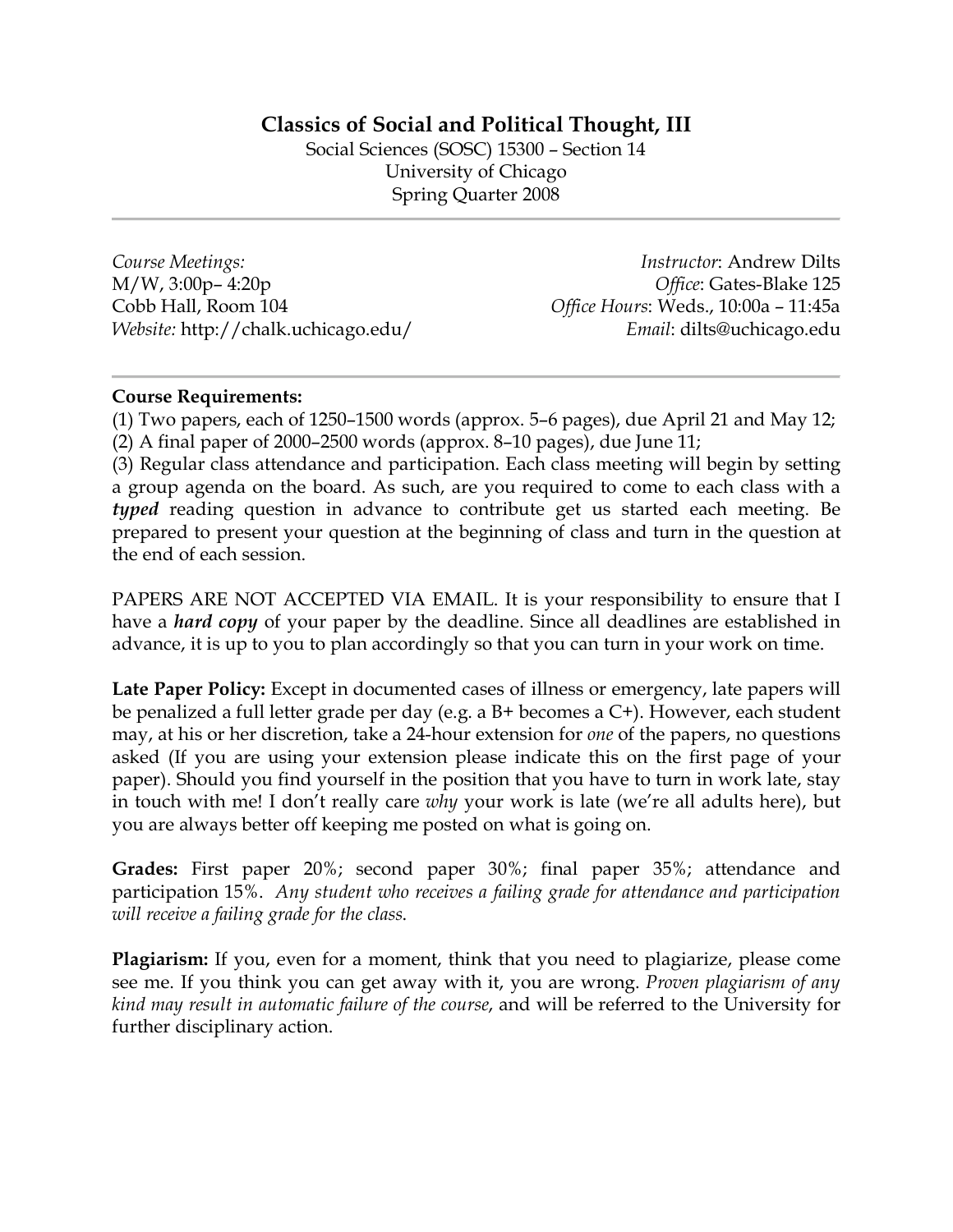# Classics of Social and Political Thought, III

Social Sciences (SOSC) 15300 – Section 14
University of Chicago
Spring Quarter 2008

*Course Meetings:*
M/W, 3:00p– 4:20p
Cobb Hall, Room 104
*Website:* http://chalk.uchicago.edu/

*Instructor*: Andrew Dilts
*Office*: Gates-Blake 125
*Office Hours*: Weds., 10:00a – 11:45a
*Email*: dilts@uchicago.edu

**Course Requirements:**
(1) Two papers, each of 1250–1500 words (approx. 5–6 pages), due April 21 and May 12;
(2) A final paper of 2000–2500 words (approx. 8–10 pages), due June 11;
(3) Regular class attendance and participation. Each class meeting will begin by setting a group agenda on the board. As such, are you required to come to each class with a ***typed*** reading question in advance to contribute get us started each meeting. Be prepared to present your question at the beginning of class and turn in the question at the end of each session.

PAPERS ARE NOT ACCEPTED VIA EMAIL. It is your responsibility to ensure that I have a ***hard copy*** of your paper by the deadline. Since all deadlines are established in advance, it is up to you to plan accordingly so that you can turn in your work on time.

**Late Paper Policy:** Except in documented cases of illness or emergency, late papers will be penalized a full letter grade per day (e.g. a B+ becomes a C+). However, each student may, at his or her discretion, take a 24-hour extension for *one* of the papers, no questions asked (If you are using your extension please indicate this on the first page of your paper). Should you find yourself in the position that you have to turn in work late, stay in touch with me! I don't really care *why* your work is late (we're all adults here), but you are always better off keeping me posted on what is going on.

**Grades:** First paper 20%; second paper 30%; final paper 35%; attendance and participation 15%. *Any student who receives a failing grade for attendance and participation will receive a failing grade for the class.*

**Plagiarism:** If you, even for a moment, think that you need to plagiarize, please come see me. If you think you can get away with it, you are wrong. *Proven plagiarism of any kind may result in automatic failure of the course*, and will be referred to the University for further disciplinary action.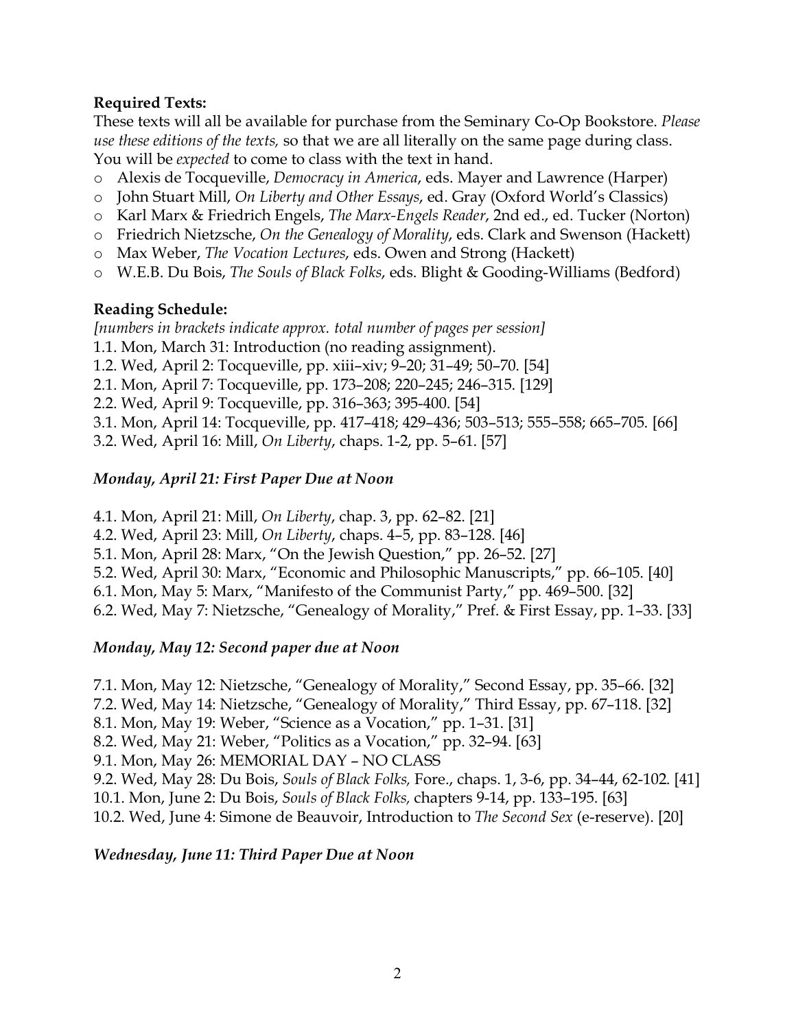**Required Texts:**

These texts will all be available for purchase from the Seminary Co-Op Bookstore. *Please use these editions of the texts,* so that we are all literally on the same page during class. You will be *expected* to come to class with the text in hand.

- Alexis de Tocqueville, *Democracy in America*, eds. Mayer and Lawrence (Harper)
- John Stuart Mill, *On Liberty and Other Essays*, ed. Gray (Oxford World's Classics)
- Karl Marx & Friedrich Engels, *The Marx-Engels Reader*, 2nd ed., ed. Tucker (Norton)
- Friedrich Nietzsche, *On the Genealogy of Morality*, eds. Clark and Swenson (Hackett)
- Max Weber, *The Vocation Lectures*, eds. Owen and Strong (Hackett)
- W.E.B. Du Bois, *The Souls of Black Folks*, eds. Blight & Gooding-Williams (Bedford)

**Reading Schedule:**

*[numbers in brackets indicate approx. total number of pages per session]*

1.1. Mon, March 31: Introduction (no reading assignment).
1.2. Wed, April 2: Tocqueville, pp. xiii–xiv; 9–20; 31–49; 50–70. [54]
2.1. Mon, April 7: Tocqueville, pp. 173–208; 220–245; 246–315. [129]
2.2. Wed, April 9: Tocqueville, pp. 316–363; 395-400. [54]
3.1. Mon, April 14: Tocqueville, pp. 417–418; 429–436; 503–513; 555–558; 665–705. [66]
3.2. Wed, April 16: Mill, *On Liberty*, chaps. 1-2, pp. 5–61. [57]

***Monday, April 21: First Paper Due at Noon***

4.1. Mon, April 21: Mill, *On Liberty*, chap. 3, pp. 62–82. [21]
4.2. Wed, April 23: Mill, *On Liberty*, chaps. 4–5, pp. 83–128. [46]
5.1. Mon, April 28: Marx, "On the Jewish Question," pp. 26–52. [27]
5.2. Wed, April 30: Marx, "Economic and Philosophic Manuscripts," pp. 66–105. [40]
6.1. Mon, May 5: Marx, "Manifesto of the Communist Party," pp. 469–500. [32]
6.2. Wed, May 7: Nietzsche, "Genealogy of Morality," Pref. & First Essay, pp. 1–33. [33]

***Monday, May 12: Second paper due at Noon***

7.1. Mon, May 12: Nietzsche, "Genealogy of Morality," Second Essay, pp. 35–66. [32]
7.2. Wed, May 14: Nietzsche, "Genealogy of Morality," Third Essay, pp. 67–118. [32]
8.1. Mon, May 19: Weber, "Science as a Vocation," pp. 1–31. [31]
8.2. Wed, May 21: Weber, "Politics as a Vocation," pp. 32–94. [63]
9.1. Mon, May 26: MEMORIAL DAY – NO CLASS
9.2. Wed, May 28: Du Bois, *Souls of Black Folks,* Fore., chaps. 1, 3-6, pp. 34–44, 62-102. [41]
10.1. Mon, June 2: Du Bois, *Souls of Black Folks,* chapters 9-14, pp. 133–195. [63]
10.2. Wed, June 4: Simone de Beauvoir, Introduction to *The Second Sex* (e-reserve). [20]

***Wednesday, June 11: Third Paper Due at Noon***